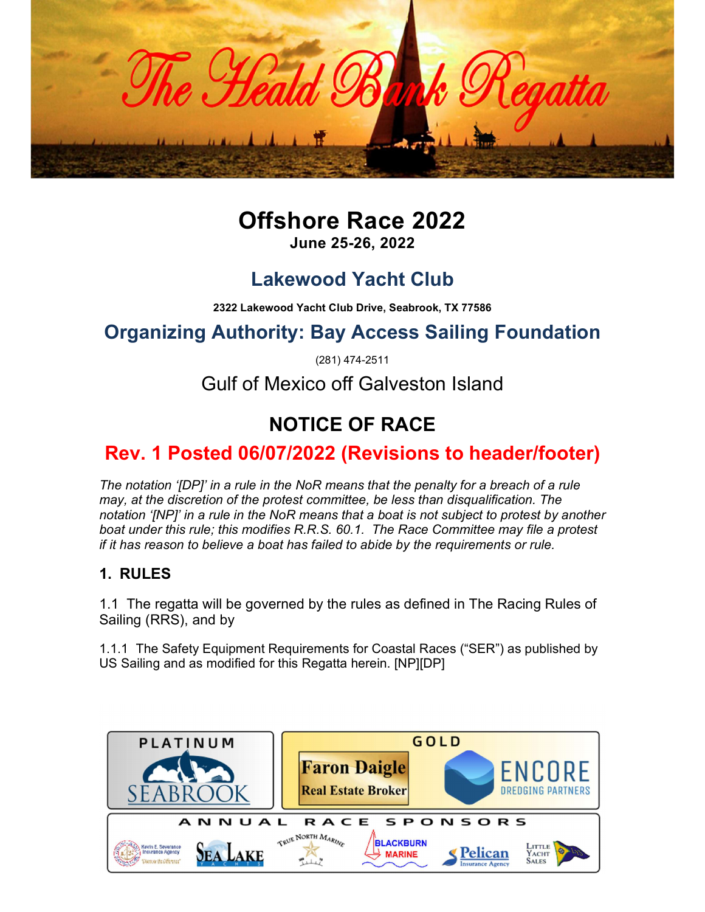# The Heald Bank Regatta

# Offshore Race 2022

**June 25-26, 2022**

## Lakewood Yacht Club

**2322 Lakewood Yacht Club Drive, Seabrook, TX 77586**

## Organizing Authority: Bay Access Sailing Foundation

(281) 474-2511

Gulf of Mexico off Galveston Island

# NOTICE OF RACE

## Rev. 1 Posted 06/07/2022 (Revisions to header/footer)

*The notation '[DP]' in a rule in the NoR means that the penalty for a breach of a rule may, at the discretion of the protest committee, be less than disqualification. The notation '[NP]' in a rule in the NoR means that a boat is not subject to protest by another boat under this rule; this modifies R.R.S. 60.1. The Race Committee may file a protest if it has reason to believe a boat has failed to abide by the requirements or rule.*

### 1. RULES

1.1 The regatta will be governed by the rules as defined in The Racing Rules of Sailing (RRS), and by

1.1.1 The Safety Equipment Requirements for Coastal Races ("SER") as published by US Sailing and as modified for this Regatta herein. [NP][DP]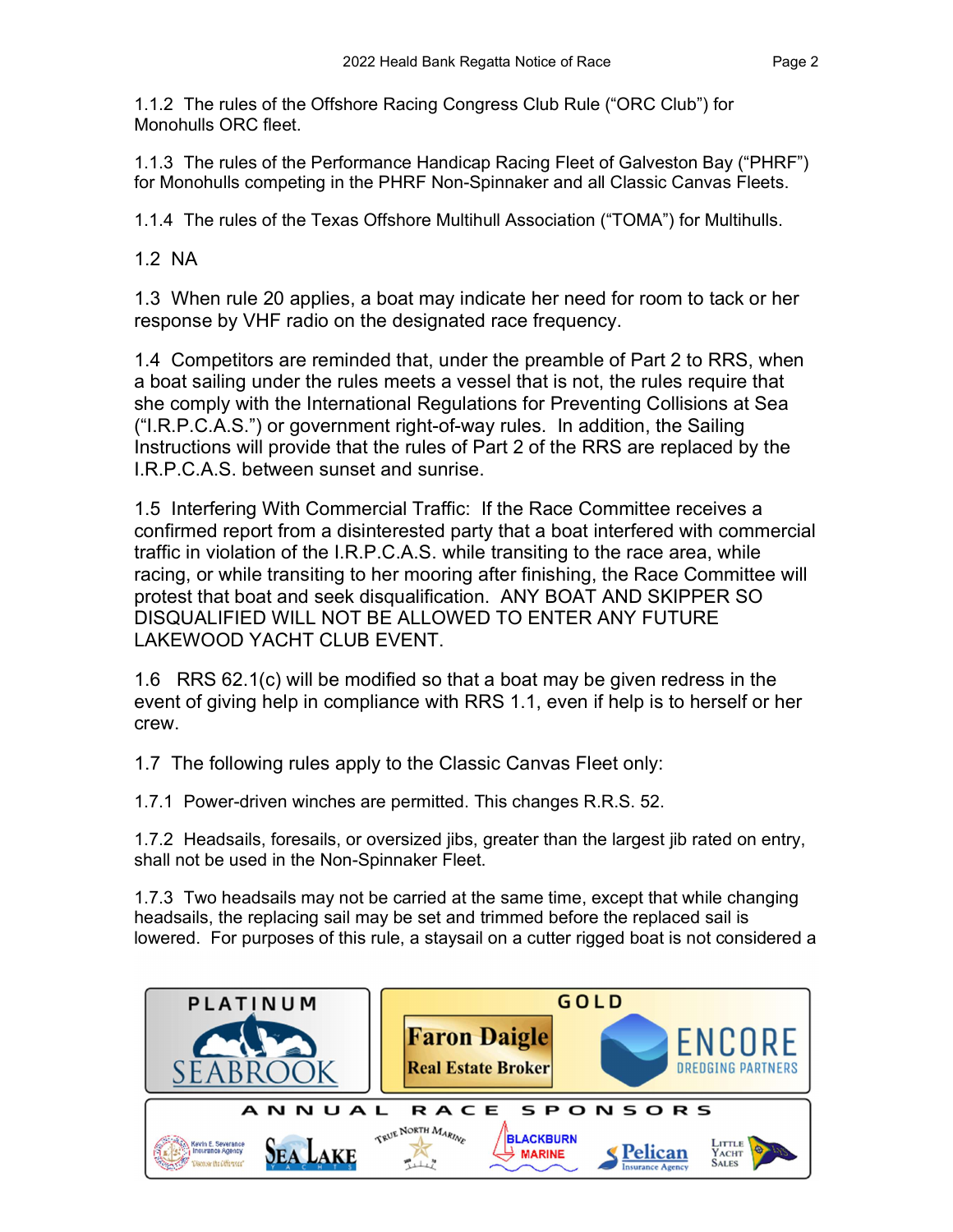1.1.2 The rules of the Offshore Racing Congress Club Rule ("ORC Club") for Monohulls ORC fleet.

1.1.3 The rules of the Performance Handicap Racing Fleet of Galveston Bay ("PHRF") for Monohulls competing in the PHRF Non-Spinnaker and all Classic Canvas Fleets.

1.1.4 The rules of the Texas Offshore Multihull Association ("TOMA") for Multihulls.

1.2 NA

1.3 When rule 20 applies, a boat may indicate her need for room to tack or her response by VHF radio on the designated race frequency.

1.4 Competitors are reminded that, under the preamble of Part 2 to RRS, when a boat sailing under the rules meets a vessel that is not, the rules require that she comply with the International Regulations for Preventing Collisions at Sea ("I.R.P.C.A.S.") or government right-of-way rules. In addition, the Sailing Instructions will provide that the rules of Part 2 of the RRS are replaced by the I.R.P.C.A.S. between sunset and sunrise.

1.5 Interfering With Commercial Traffic: If the Race Committee receives a confirmed report from a disinterested party that a boat interfered with commercial traffic in violation of the I.R.P.C.A.S. while transiting to the race area, while racing, or while transiting to her mooring after finishing, the Race Committee will protest that boat and seek disqualification. ANY BOAT AND SKIPPER SO DISQUALIFIED WILL NOT BE ALLOWED TO ENTER ANY FUTURE LAKEWOOD YACHT CLUB EVENT.

1.6 RRS 62.1(c) will be modified so that a boat may be given redress in the event of giving help in compliance with RRS 1.1, even if help is to herself or her crew.

1.7 The following rules apply to the Classic Canvas Fleet only:

1.7.1 Power-driven winches are permitted. This changes R.R.S. 52.

1.7.2 Headsails, foresails, or oversized jibs, greater than the largest jib rated on entry, shall not be used in the Non-Spinnaker Fleet.

1.7.3 Two headsails may not be carried at the same time, except that while changing headsails, the replacing sail may be set and trimmed before the replaced sail is lowered. For purposes of this rule, a staysail on a cutter rigged boat is not considered a

PLATINUM: SEABROOK

GOLD: Faron Daigle Real Estate Broker; ENCORE DREDGING PARTNERS

ANNUAL RACE SPONSORS: Kevin E. Severance Insurance Agency; Sea Lake Yachts; True North Marine; Blackburn Marine; Pelican Insurance Agency; Little Yacht Sales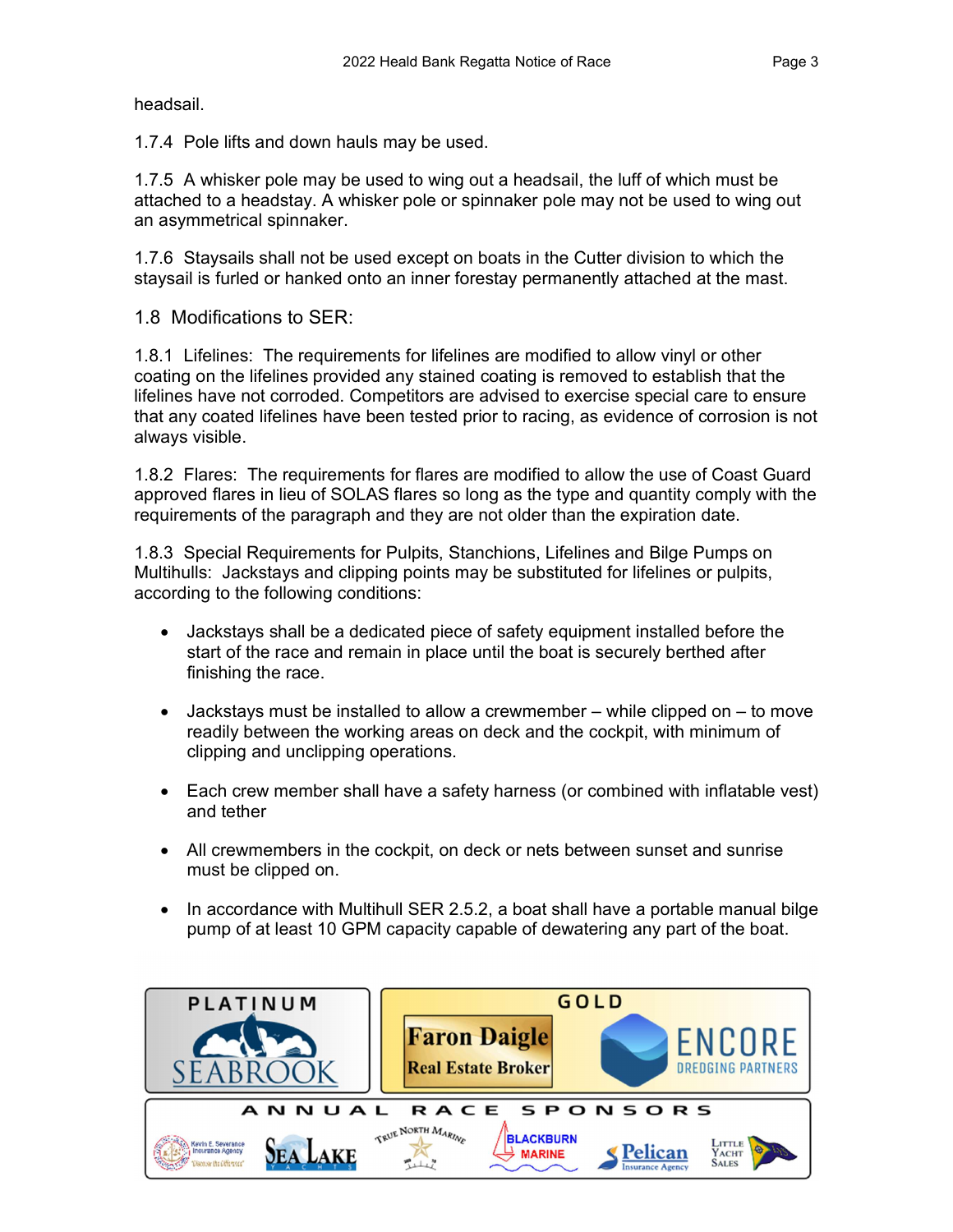headsail.

1.7.4 Pole lifts and down hauls may be used.

1.7.5 A whisker pole may be used to wing out a headsail, the luff of which must be attached to a headstay. A whisker pole or spinnaker pole may not be used to wing out an asymmetrical spinnaker.

1.7.6 Staysails shall not be used except on boats in the Cutter division to which the staysail is furled or hanked onto an inner forestay permanently attached at the mast.

1.8 Modifications to SER:

1.8.1 Lifelines: The requirements for lifelines are modified to allow vinyl or other coating on the lifelines provided any stained coating is removed to establish that the lifelines have not corroded. Competitors are advised to exercise special care to ensure that any coated lifelines have been tested prior to racing, as evidence of corrosion is not always visible.

1.8.2 Flares: The requirements for flares are modified to allow the use of Coast Guard approved flares in lieu of SOLAS flares so long as the type and quantity comply with the requirements of the paragraph and they are not older than the expiration date.

1.8.3 Special Requirements for Pulpits, Stanchions, Lifelines and Bilge Pumps on Multihulls: Jackstays and clipping points may be substituted for lifelines or pulpits, according to the following conditions:

- Jackstays shall be a dedicated piece of safety equipment installed before the start of the race and remain in place until the boat is securely berthed after finishing the race.
- Jackstays must be installed to allow a crewmember – while clipped on – to move readily between the working areas on deck and the cockpit, with minimum of clipping and unclipping operations.
- Each crew member shall have a safety harness (or combined with inflatable vest) and tether
- All crewmembers in the cockpit, on deck or nets between sunset and sunrise must be clipped on.
- In accordance with Multihull SER 2.5.2, a boat shall have a portable manual bilge pump of at least 10 GPM capacity capable of dewatering any part of the boat.

PLATINUM: SEABROOK

GOLD: Faron Daigle Real Estate Broker; ENCORE DREDGING PARTNERS

ANNUAL RACE SPONSORS: Kevin E. Severance Insurance Agency; Sea Lake Yachts; True North Marine; Blackburn Marine; Pelican Insurance Agency; Little Yacht Sales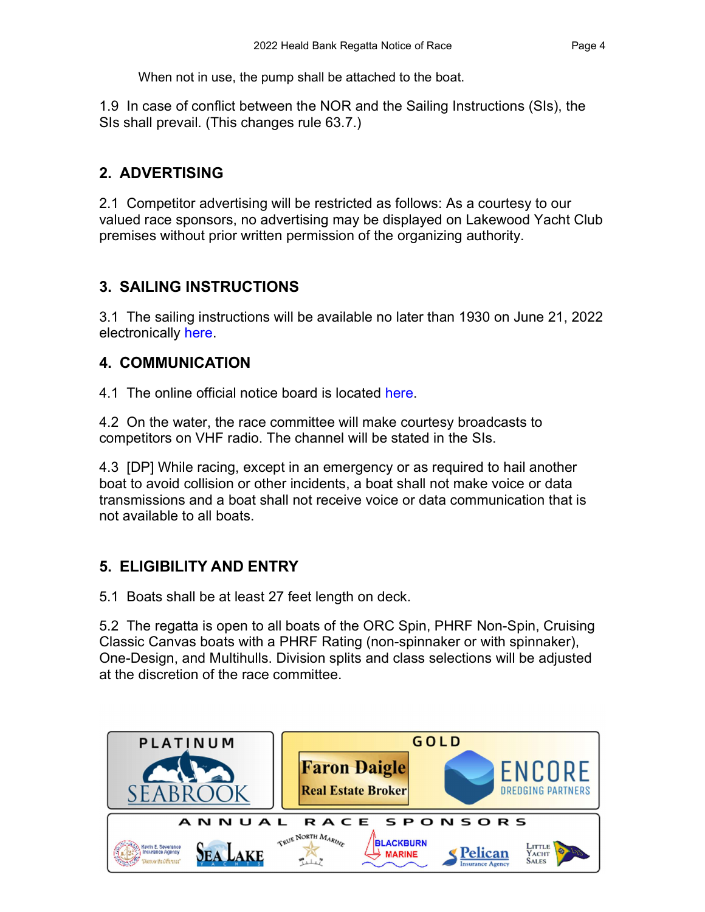When not in use, the pump shall be attached to the boat.

1.9 In case of conflict between the NOR and the Sailing Instructions (SIs), the SIs shall prevail. (This changes rule 63.7.)

## 2. ADVERTISING

2.1 Competitor advertising will be restricted as follows: As a courtesy to our valued race sponsors, no advertising may be displayed on Lakewood Yacht Club premises without prior written permission of the organizing authority.

## 3. SAILING INSTRUCTIONS

3.1 The sailing instructions will be available no later than 1930 on June 21, 2022 electronically here.

## 4. COMMUNICATION

4.1 The online official notice board is located here.

4.2 On the water, the race committee will make courtesy broadcasts to competitors on VHF radio. The channel will be stated in the SIs.

4.3 [DP] While racing, except in an emergency or as required to hail another boat to avoid collision or other incidents, a boat shall not make voice or data transmissions and a boat shall not receive voice or data communication that is not available to all boats.

## 5. ELIGIBILITY AND ENTRY

5.1 Boats shall be at least 27 feet length on deck.

5.2 The regatta is open to all boats of the ORC Spin, PHRF Non-Spin, Cruising Classic Canvas boats with a PHRF Rating (non-spinnaker or with spinnaker), One-Design, and Multihulls. Division splits and class selections will be adjusted at the discretion of the race committee.

PLATINUM
SEABROOK

GOLD
Faron Daigle Real Estate Broker
ENCORE DREDGING PARTNERS

ANNUAL RACE SPONSORS
Kevin E. Severance Insurance Agency
Sea Lake Yachts
True North Marine
Blackburn Marine
Pelican Insurance Agency
Little Yacht Sales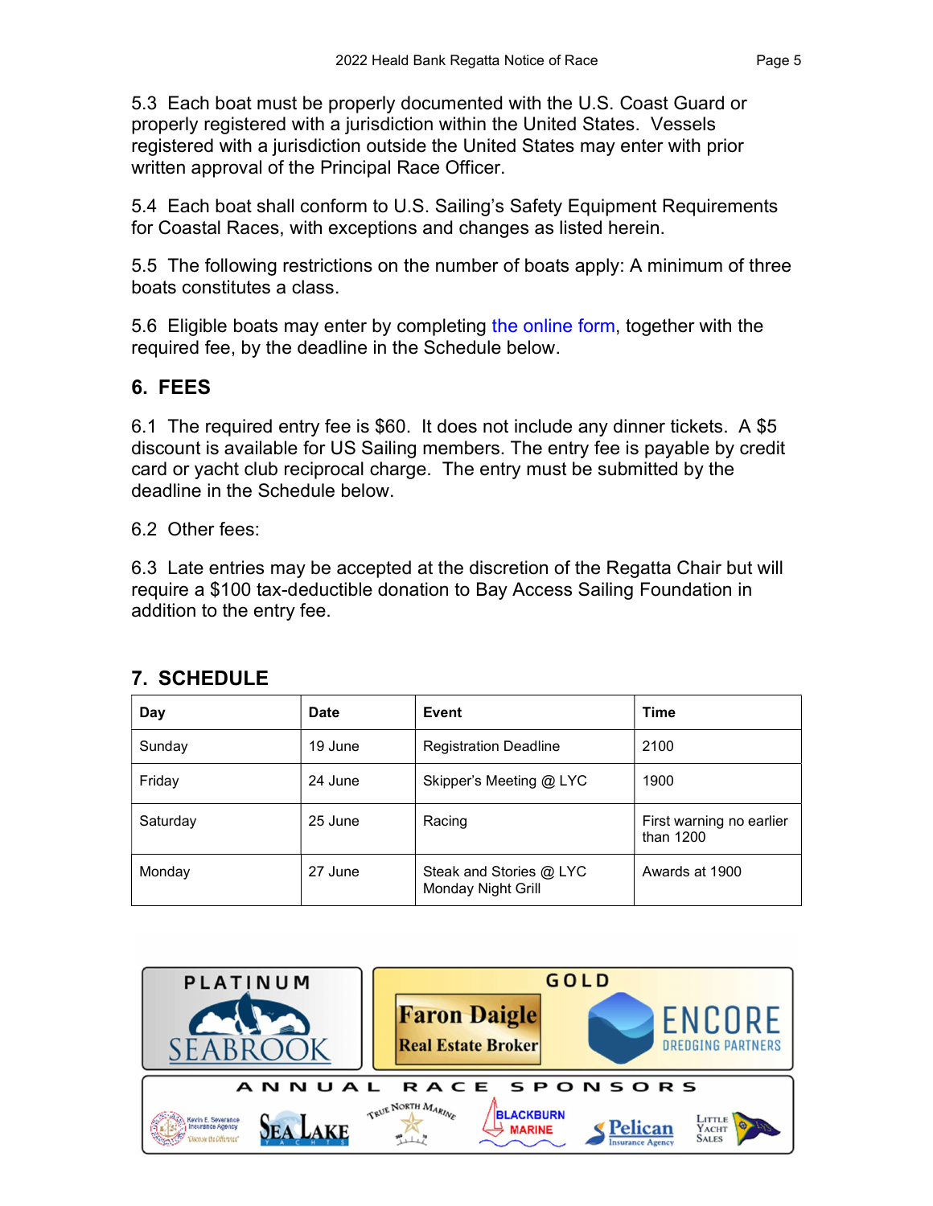5.3 Each boat must be properly documented with the U.S. Coast Guard or properly registered with a jurisdiction within the United States. Vessels registered with a jurisdiction outside the United States may enter with prior written approval of the Principal Race Officer.

5.4 Each boat shall conform to U.S. Sailing's Safety Equipment Requirements for Coastal Races, with exceptions and changes as listed herein.

5.5 The following restrictions on the number of boats apply: A minimum of three boats constitutes a class.

5.6 Eligible boats may enter by completing the online form, together with the required fee, by the deadline in the Schedule below.

## 6. FEES

6.1 The required entry fee is $60. It does not include any dinner tickets. A $5 discount is available for US Sailing members. The entry fee is payable by credit card or yacht club reciprocal charge. The entry must be submitted by the deadline in the Schedule below.

6.2 Other fees:

6.3 Late entries may be accepted at the discretion of the Regatta Chair but will require a $100 tax-deductible donation to Bay Access Sailing Foundation in addition to the entry fee.

## 7. SCHEDULE

| Day | Date | Event | Time |
|---|---|---|---|
| Sunday | 19 June | Registration Deadline | 2100 |
| Friday | 24 June | Skipper's Meeting @ LYC | 1900 |
| Saturday | 25 June | Racing | First warning no earlier than 1200 |
| Monday | 27 June | Steak and Stories @ LYC Monday Night Grill | Awards at 1900 |

PLATINUM

SEABROOK

GOLD

Faron Daigle Real Estate Broker

ENCORE DREDGING PARTNERS

ANNUAL RACE SPONSORS

Kevin E. Severance Insurance Agency

Sea Lake Yachts

True North Marine

Blackburn Marine

Pelican Insurance Agency

Little Yacht Sales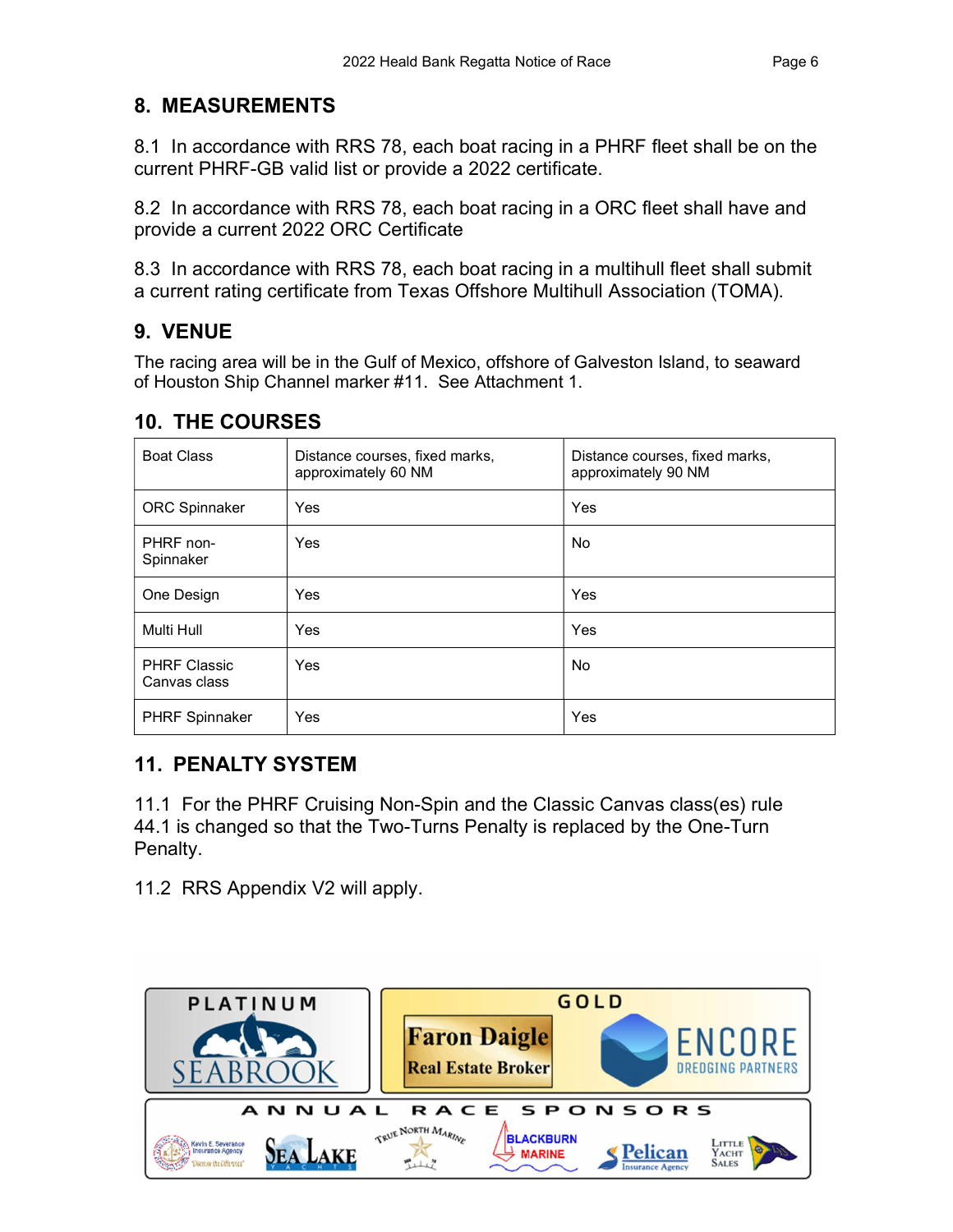## 8. MEASUREMENTS

8.1 In accordance with RRS 78, each boat racing in a PHRF fleet shall be on the current PHRF-GB valid list or provide a 2022 certificate.

8.2 In accordance with RRS 78, each boat racing in a ORC fleet shall have and provide a current 2022 ORC Certificate

8.3 In accordance with RRS 78, each boat racing in a multihull fleet shall submit a current rating certificate from Texas Offshore Multihull Association (TOMA).

## 9. VENUE

The racing area will be in the Gulf of Mexico, offshore of Galveston Island, to seaward of Houston Ship Channel marker #11. See Attachment 1.

## 10. THE COURSES

| Boat Class | Distance courses, fixed marks, approximately 60 NM | Distance courses, fixed marks, approximately 90 NM |
|---|---|---|
| ORC Spinnaker | Yes | Yes |
| PHRF non-Spinnaker | Yes | No |
| One Design | Yes | Yes |
| Multi Hull | Yes | Yes |
| PHRF Classic Canvas class | Yes | No |
| PHRF Spinnaker | Yes | Yes |

## 11. PENALTY SYSTEM

11.1 For the PHRF Cruising Non-Spin and the Classic Canvas class(es) rule 44.1 is changed so that the Two-Turns Penalty is replaced by the One-Turn Penalty.

11.2 RRS Appendix V2 will apply.

PLATINUM SEABROOK

GOLD Faron Daigle Real Estate Broker ENCORE DREDGING PARTNERS

ANNUAL RACE SPONSORS

Kevin E. Severance Insurance Agency · Sea Lake Yachts · True North Marine · Blackburn Marine · Pelican Insurance Agency · Little Yacht Sales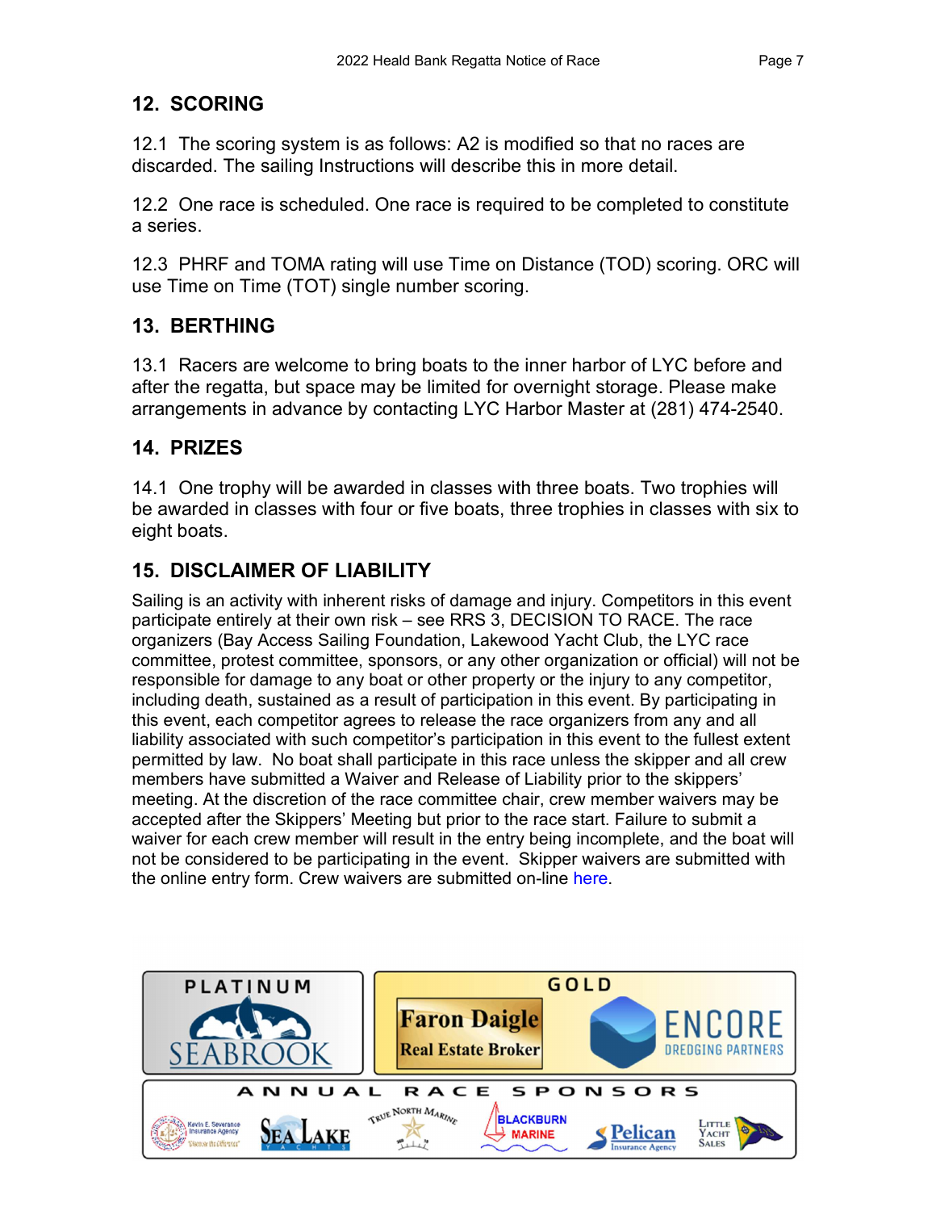## 12. SCORING

12.1 The scoring system is as follows: A2 is modified so that no races are discarded. The sailing Instructions will describe this in more detail.

12.2 One race is scheduled. One race is required to be completed to constitute a series.

12.3 PHRF and TOMA rating will use Time on Distance (TOD) scoring. ORC will use Time on Time (TOT) single number scoring.

## 13. BERTHING

13.1 Racers are welcome to bring boats to the inner harbor of LYC before and after the regatta, but space may be limited for overnight storage. Please make arrangements in advance by contacting LYC Harbor Master at (281) 474-2540.

## 14. PRIZES

14.1 One trophy will be awarded in classes with three boats. Two trophies will be awarded in classes with four or five boats, three trophies in classes with six to eight boats.

## 15. DISCLAIMER OF LIABILITY

Sailing is an activity with inherent risks of damage and injury. Competitors in this event participate entirely at their own risk – see RRS 3, DECISION TO RACE. The race organizers (Bay Access Sailing Foundation, Lakewood Yacht Club, the LYC race committee, protest committee, sponsors, or any other organization or official) will not be responsible for damage to any boat or other property or the injury to any competitor, including death, sustained as a result of participation in this event. By participating in this event, each competitor agrees to release the race organizers from any and all liability associated with such competitor's participation in this event to the fullest extent permitted by law. No boat shall participate in this race unless the skipper and all crew members have submitted a Waiver and Release of Liability prior to the skippers' meeting. At the discretion of the race committee chair, crew member waivers may be accepted after the Skippers' Meeting but prior to the race start. Failure to submit a waiver for each crew member will result in the entry being incomplete, and the boat will not be considered to be participating in the event. Skipper waivers are submitted with the online entry form. Crew waivers are submitted on-line here.

PLATINUM

SEABROOK

GOLD

Faron Daigle Real Estate Broker

ENCORE DREDGING PARTNERS

ANNUAL RACE SPONSORS

Kevin E. Severance Insurance Agency

Sea Lake Yachts

True North Marine

Blackburn Marine

Pelican Insurance Agency

Little Yacht Sales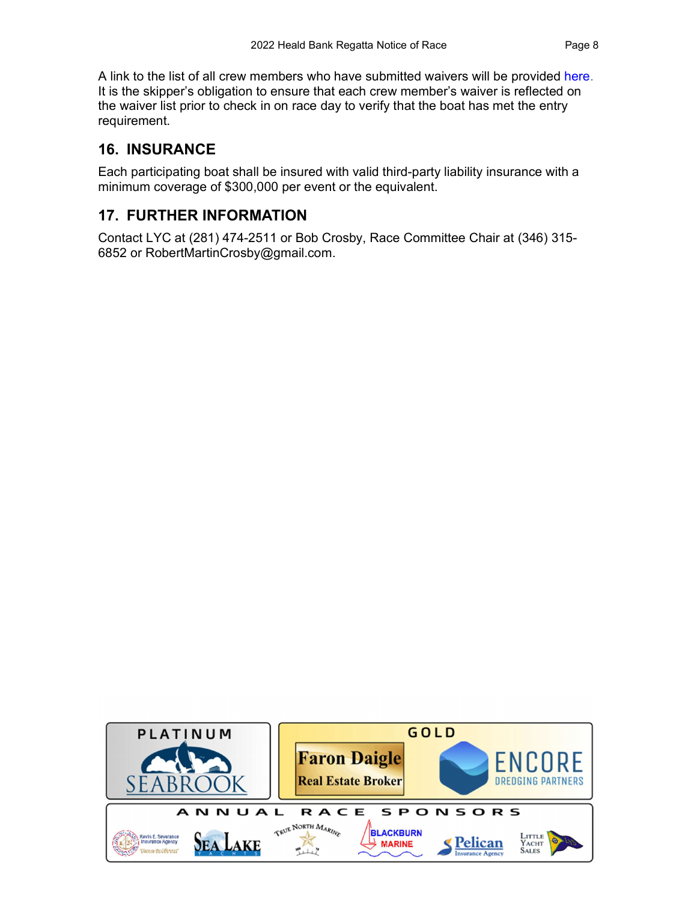A link to the list of all crew members who have submitted waivers will be provided here. It is the skipper's obligation to ensure that each crew member's waiver is reflected on the waiver list prior to check in on race day to verify that the boat has met the entry requirement.

## 16. INSURANCE

Each participating boat shall be insured with valid third-party liability insurance with a minimum coverage of $300,000 per event or the equivalent.

## 17. FURTHER INFORMATION

Contact LYC at (281) 474-2511 or Bob Crosby, Race Committee Chair at (346) 315-6852 or RobertMartinCrosby@gmail.com.

PLATINUM — SEABROOK

GOLD — Faron Daigle Real Estate Broker — ENCORE DREDGING PARTNERS

ANNUAL RACE SPONSORS — Kevin E. Severance Insurance Agency — Sea Lake Yachts — True North Marine — Blackburn Marine — Pelican Insurance Agency — Little Yacht Sales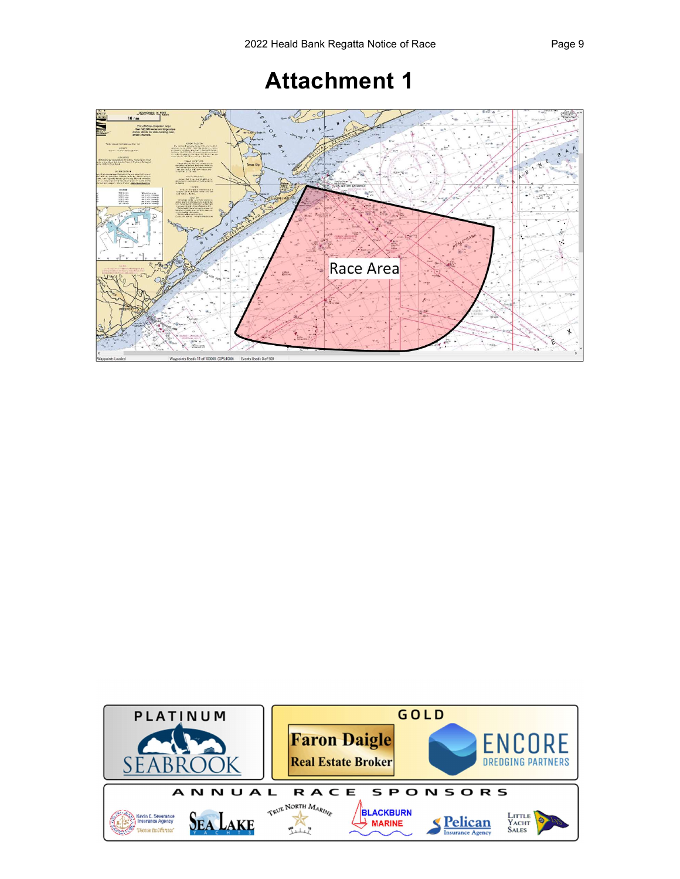# Attachment 1

Race Area

PLATINUM

SEABROOK

GOLD

Faron Daigle Real Estate Broker

ENCORE DREDGING PARTNERS

ANNUAL RACE SPONSORS

Kevin E. Severance Insurance Agency

Sea Lake Yachts

True North Marine

Blackburn Marine

Pelican Insurance Agency

Little Yacht Sales